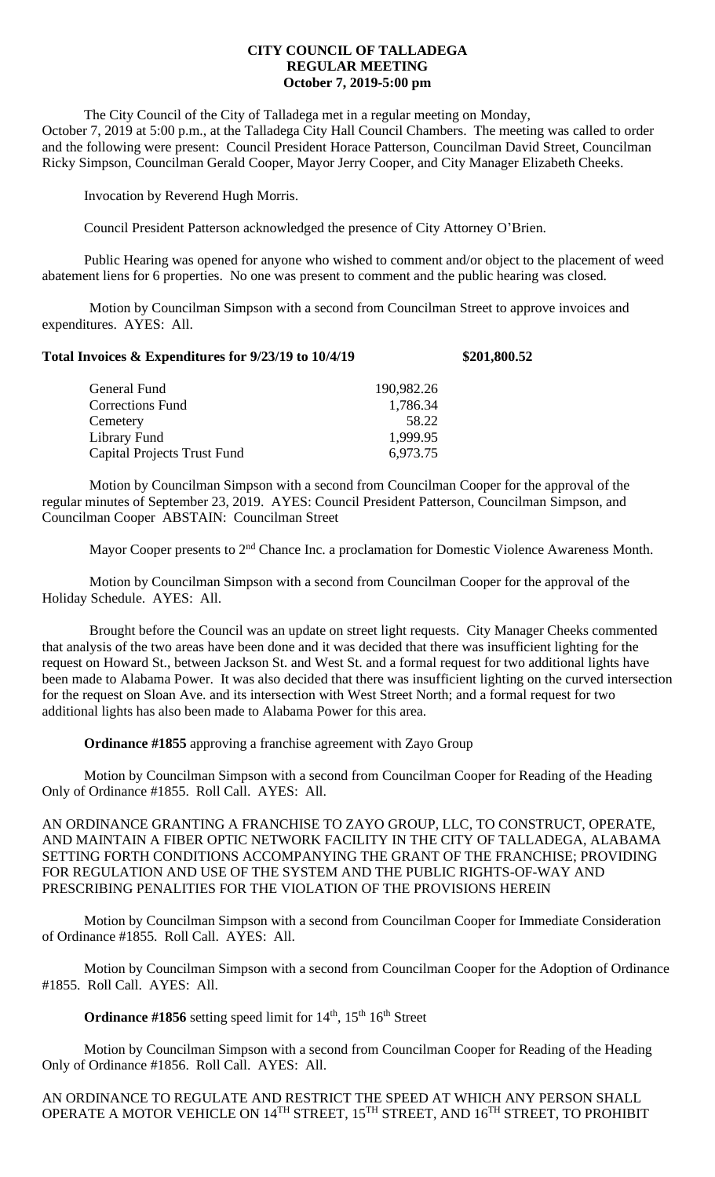**CITY COUNCIL OF TALLADEGA**
**REGULAR MEETING**
**October 7, 2019-5:00 pm**

The City Council of the City of Talladega met in a regular meeting on Monday, October 7, 2019 at 5:00 p.m., at the Talladega City Hall Council Chambers. The meeting was called to order and the following were present: Council President Horace Patterson, Councilman David Street, Councilman Ricky Simpson, Councilman Gerald Cooper, Mayor Jerry Cooper, and City Manager Elizabeth Cheeks.

Invocation by Reverend Hugh Morris.

Council President Patterson acknowledged the presence of City Attorney O'Brien.

Public Hearing was opened for anyone who wished to comment and/or object to the placement of weed abatement liens for 6 properties. No one was present to comment and the public hearing was closed.

Motion by Councilman Simpson with a second from Councilman Street to approve invoices and expenditures. AYES: All.

**Total Invoices & Expenditures for 9/23/19 to 10/4/19 \$201,800.52**

| | |
|---|---|
| General Fund | 190,982.26 |
| Corrections Fund | 1,786.34 |
| Cemetery | 58.22 |
| Library Fund | 1,999.95 |
| Capital Projects Trust Fund | 6,973.75 |

Motion by Councilman Simpson with a second from Councilman Cooper for the approval of the regular minutes of September 23, 2019. AYES: Council President Patterson, Councilman Simpson, and Councilman Cooper ABSTAIN: Councilman Street

Mayor Cooper presents to 2nd Chance Inc. a proclamation for Domestic Violence Awareness Month.

Motion by Councilman Simpson with a second from Councilman Cooper for the approval of the Holiday Schedule. AYES: All.

Brought before the Council was an update on street light requests. City Manager Cheeks commented that analysis of the two areas have been done and it was decided that there was insufficient lighting for the request on Howard St., between Jackson St. and West St. and a formal request for two additional lights have been made to Alabama Power. It was also decided that there was insufficient lighting on the curved intersection for the request on Sloan Ave. and its intersection with West Street North; and a formal request for two additional lights has also been made to Alabama Power for this area.

**Ordinance #1855** approving a franchise agreement with Zayo Group

Motion by Councilman Simpson with a second from Councilman Cooper for Reading of the Heading Only of Ordinance #1855. Roll Call. AYES: All.

AN ORDINANCE GRANTING A FRANCHISE TO ZAYO GROUP, LLC, TO CONSTRUCT, OPERATE, AND MAINTAIN A FIBER OPTIC NETWORK FACILITY IN THE CITY OF TALLADEGA, ALABAMA SETTING FORTH CONDITIONS ACCOMPANYING THE GRANT OF THE FRANCHISE; PROVIDING FOR REGULATION AND USE OF THE SYSTEM AND THE PUBLIC RIGHTS-OF-WAY AND PRESCRIBING PENALITIES FOR THE VIOLATION OF THE PROVISIONS HEREIN

Motion by Councilman Simpson with a second from Councilman Cooper for Immediate Consideration of Ordinance #1855. Roll Call. AYES: All.

Motion by Councilman Simpson with a second from Councilman Cooper for the Adoption of Ordinance #1855. Roll Call. AYES: All.

**Ordinance #1856** setting speed limit for 14th, 15th 16th Street

Motion by Councilman Simpson with a second from Councilman Cooper for Reading of the Heading Only of Ordinance #1856. Roll Call. AYES: All.

AN ORDINANCE TO REGULATE AND RESTRICT THE SPEED AT WHICH ANY PERSON SHALL OPERATE A MOTOR VEHICLE ON 14TH STREET, 15TH STREET, AND 16TH STREET, TO PROHIBIT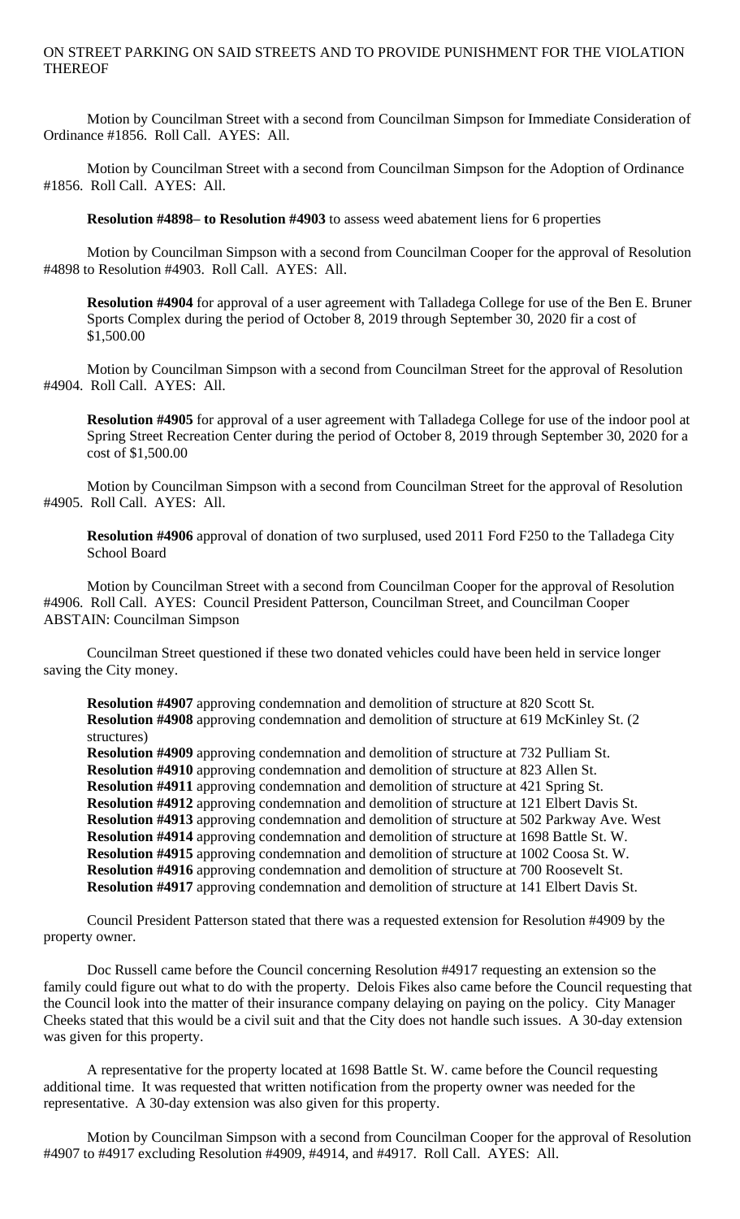ON STREET PARKING ON SAID STREETS AND TO PROVIDE PUNISHMENT FOR THE VIOLATION THEREOF

Motion by Councilman Street with a second from Councilman Simpson for Immediate Consideration of Ordinance #1856. Roll Call. AYES: All.

Motion by Councilman Street with a second from Councilman Simpson for the Adoption of Ordinance #1856. Roll Call. AYES: All.

**Resolution #4898– to Resolution #4903** to assess weed abatement liens for 6 properties

Motion by Councilman Simpson with a second from Councilman Cooper for the approval of Resolution #4898 to Resolution #4903. Roll Call. AYES: All.

**Resolution #4904** for approval of a user agreement with Talladega College for use of the Ben E. Bruner Sports Complex during the period of October 8, 2019 through September 30, 2020 fir a cost of $1,500.00

Motion by Councilman Simpson with a second from Councilman Street for the approval of Resolution #4904. Roll Call. AYES: All.

**Resolution #4905** for approval of a user agreement with Talladega College for use of the indoor pool at Spring Street Recreation Center during the period of October 8, 2019 through September 30, 2020 for a cost of $1,500.00

Motion by Councilman Simpson with a second from Councilman Street for the approval of Resolution #4905. Roll Call. AYES: All.

**Resolution #4906** approval of donation of two surplused, used 2011 Ford F250 to the Talladega City School Board

Motion by Councilman Street with a second from Councilman Cooper for the approval of Resolution #4906. Roll Call. AYES: Council President Patterson, Councilman Street, and Councilman Cooper ABSTAIN: Councilman Simpson

Councilman Street questioned if these two donated vehicles could have been held in service longer saving the City money.

**Resolution #4907** approving condemnation and demolition of structure at 820 Scott St.
**Resolution #4908** approving condemnation and demolition of structure at 619 McKinley St. (2 structures)
**Resolution #4909** approving condemnation and demolition of structure at 732 Pulliam St.
**Resolution #4910** approving condemnation and demolition of structure at 823 Allen St.
**Resolution #4911** approving condemnation and demolition of structure at 421 Spring St.
**Resolution #4912** approving condemnation and demolition of structure at 121 Elbert Davis St.
**Resolution #4913** approving condemnation and demolition of structure at 502 Parkway Ave. West
**Resolution #4914** approving condemnation and demolition of structure at 1698 Battle St. W.
**Resolution #4915** approving condemnation and demolition of structure at 1002 Coosa St. W.
**Resolution #4916** approving condemnation and demolition of structure at 700 Roosevelt St.
**Resolution #4917** approving condemnation and demolition of structure at 141 Elbert Davis St.

Council President Patterson stated that there was a requested extension for Resolution #4909 by the property owner.

Doc Russell came before the Council concerning Resolution #4917 requesting an extension so the family could figure out what to do with the property. Delois Fikes also came before the Council requesting that the Council look into the matter of their insurance company delaying on paying on the policy. City Manager Cheeks stated that this would be a civil suit and that the City does not handle such issues. A 30-day extension was given for this property.

A representative for the property located at 1698 Battle St. W. came before the Council requesting additional time. It was requested that written notification from the property owner was needed for the representative. A 30-day extension was also given for this property.

Motion by Councilman Simpson with a second from Councilman Cooper for the approval of Resolution #4907 to #4917 excluding Resolution #4909, #4914, and #4917. Roll Call. AYES: All.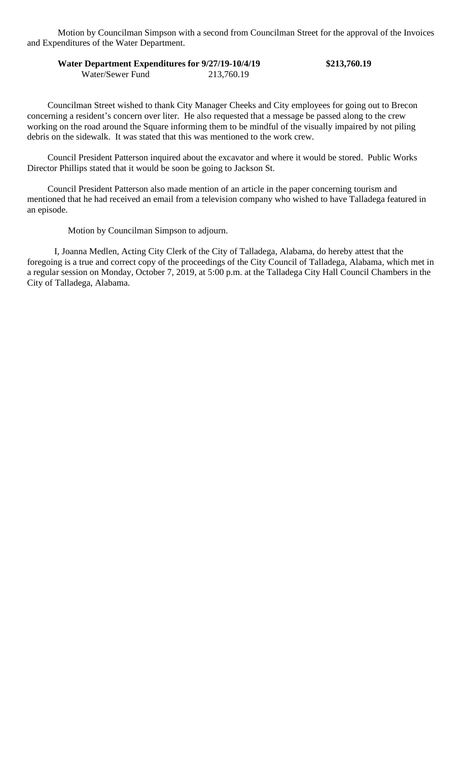Motion by Councilman Simpson with a second from Councilman Street for the approval of the Invoices and Expenditures of the Water Department.

| | | |
|---|---|---|
| **Water Department Expenditures for 9/27/19-10/4/19** | | **$213,760.19** |
| Water/Sewer Fund | 213,760.19 | |

Councilman Street wished to thank City Manager Cheeks and City employees for going out to Brecon concerning a resident's concern over liter. He also requested that a message be passed along to the crew working on the road around the Square informing them to be mindful of the visually impaired by not piling debris on the sidewalk. It was stated that this was mentioned to the work crew.

Council President Patterson inquired about the excavator and where it would be stored. Public Works Director Phillips stated that it would be soon be going to Jackson St.

Council President Patterson also made mention of an article in the paper concerning tourism and mentioned that he had received an email from a television company who wished to have Talladega featured in an episode.

Motion by Councilman Simpson to adjourn.

I, Joanna Medlen, Acting City Clerk of the City of Talladega, Alabama, do hereby attest that the foregoing is a true and correct copy of the proceedings of the City Council of Talladega, Alabama, which met in a regular session on Monday, October 7, 2019, at 5:00 p.m. at the Talladega City Hall Council Chambers in the City of Talladega, Alabama.